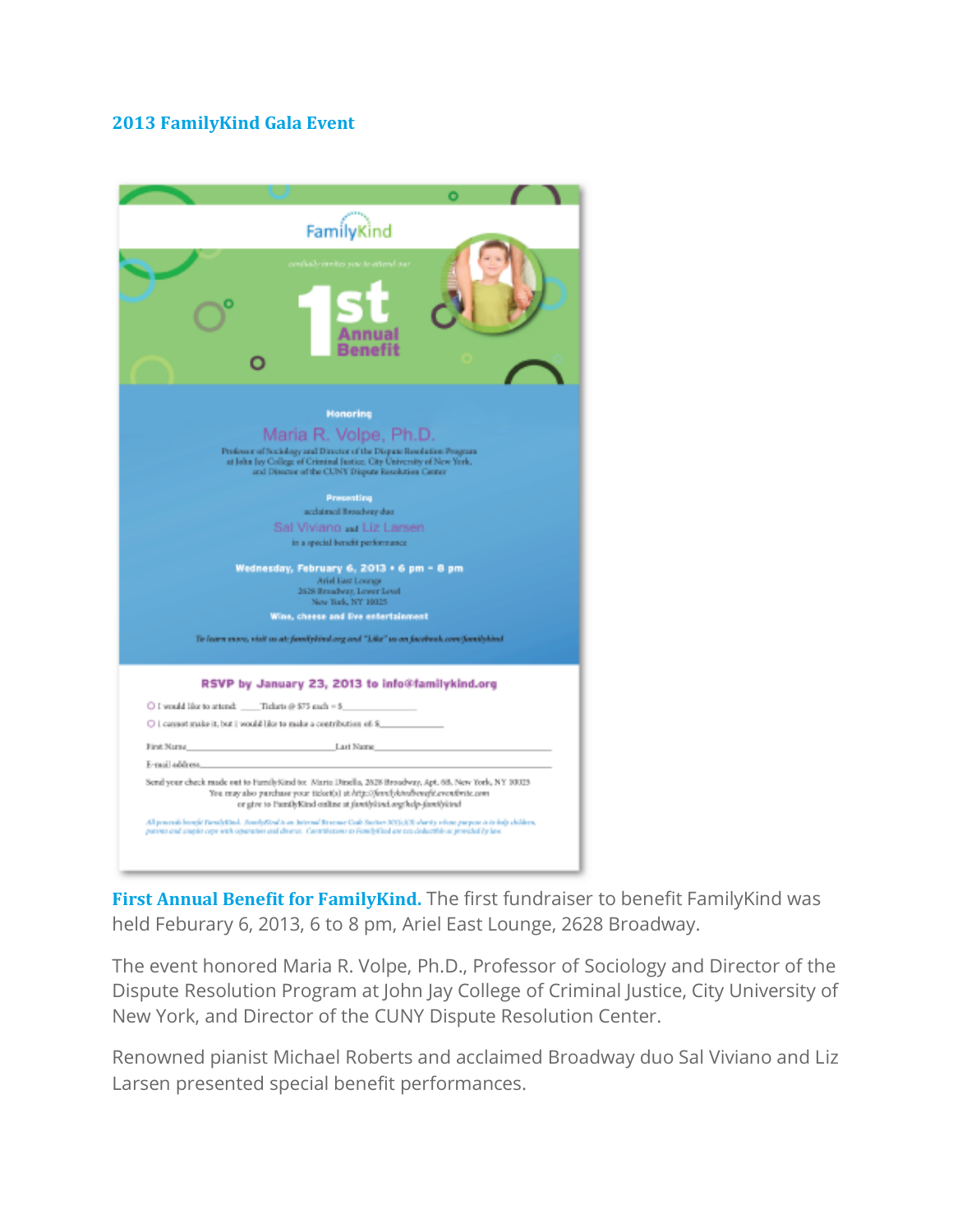## 2013 FamilyKind Gala Event

**First Annual Benefit for FamilyKind.** The first fundraiser to benefit FamilyKind was held Feburary 6, 2013, 6 to 8 pm, Ariel East Lounge, 2628 Broadway.

The event honored Maria R. Volpe, Ph.D., Professor of Sociology and Director of the Dispute Resolution Program at John Jay College of Criminal Justice, City University of New York, and Director of the CUNY Dispute Resolution Center.

Renowned pianist Michael Roberts and acclaimed Broadway duo Sal Viviano and Liz Larsen presented special benefit performances.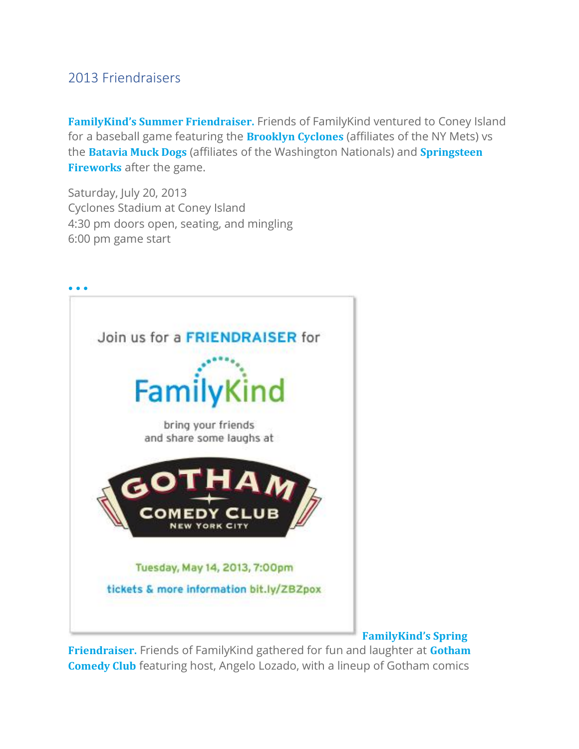## 2013 Friendraisers

**FamilyKind's Summer Friendraiser.** Friends of FamilyKind ventured to Coney Island for a baseball game featuring the **Brooklyn Cyclones** (affiliates of the NY Mets) vs the **Batavia Muck Dogs** (affiliates of the Washington Nationals) and **Springsteen Fireworks** after the game.

Saturday, July 20, 2013
Cyclones Stadium at Coney Island
4:30 pm doors open, seating, and mingling
6:00 pm game start

• • •

Join us for a FRIENDRAISER for

FamilyKind

bring your friends
and share some laughs at

GOTHAM COMEDY CLUB
NEW YORK CITY

Tuesday, May 14, 2013, 7:00pm

tickets & more information bit.ly/ZBZpox

**FamilyKind's Spring Friendraiser.** Friends of FamilyKind gathered for fun and laughter at **Gotham Comedy Club** featuring host, Angelo Lozado, with a lineup of Gotham comics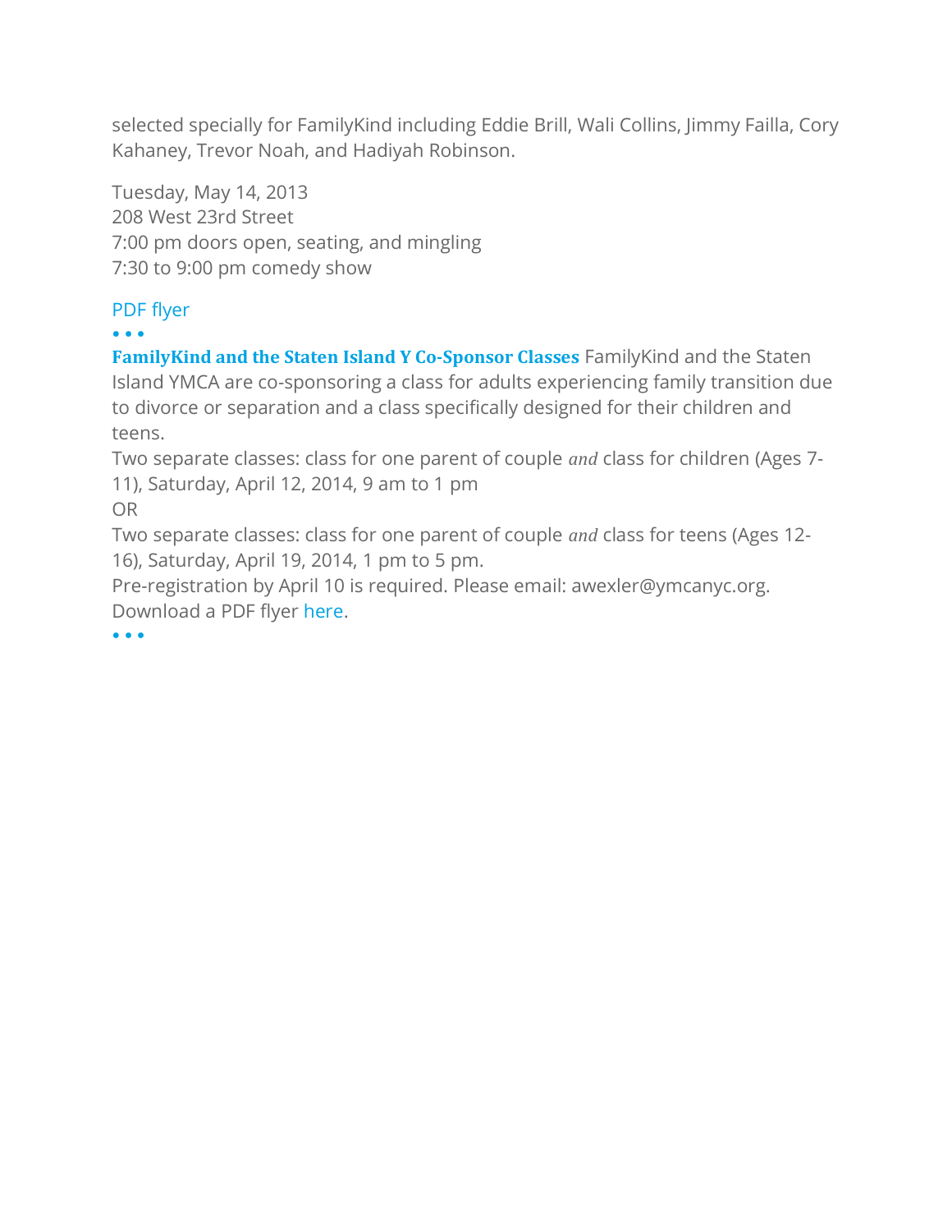selected specially for FamilyKind including Eddie Brill, Wali Collins, Jimmy Failla, Cory Kahaney, Trevor Noah, and Hadiyah Robinson.

Tuesday, May 14, 2013
208 West 23rd Street
7:00 pm doors open, seating, and mingling
7:30 to 9:00 pm comedy show

PDF flyer

• • •

**FamilyKind and the Staten Island Y Co-Sponsor Classes** FamilyKind and the Staten Island YMCA are co-sponsoring a class for adults experiencing family transition due to divorce or separation and a class specifically designed for their children and teens.
Two separate classes: class for one parent of couple *and* class for children (Ages 7-11), Saturday, April 12, 2014, 9 am to 1 pm
OR
Two separate classes: class for one parent of couple *and* class for teens (Ages 12-16), Saturday, April 19, 2014, 1 pm to 5 pm.
Pre-registration by April 10 is required. Please email: awexler@ymcanyc.org.
Download a PDF flyer here.

• • •